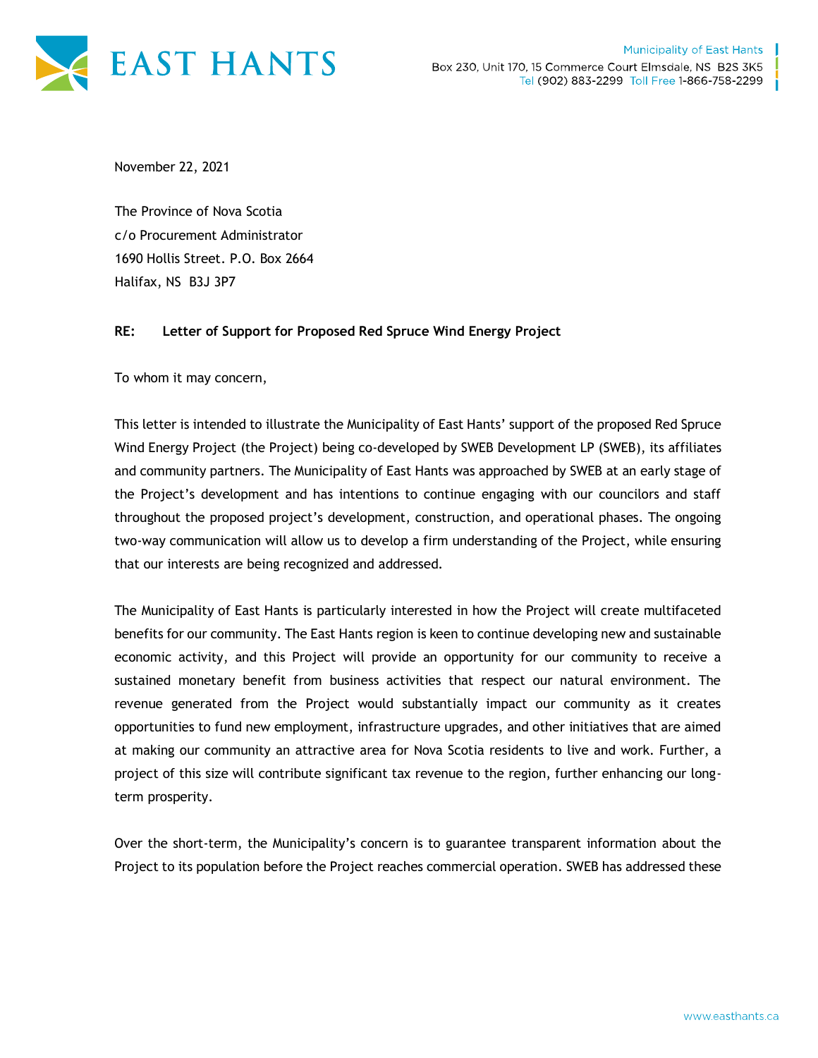# EAST HANTS

Municipality of East Hants
Box 230, Unit 170, 15 Commerce Court Elmsdale, NS B2S 3K5
Tel (902) 883-2299 Toll Free 1-866-758-2299

November 22, 2021

The Province of Nova Scotia
c/o Procurement Administrator
1690 Hollis Street. P.O. Box 2664
Halifax, NS B3J 3P7

**RE: Letter of Support for Proposed Red Spruce Wind Energy Project**

To whom it may concern,

This letter is intended to illustrate the Municipality of East Hants' support of the proposed Red Spruce Wind Energy Project (the Project) being co-developed by SWEB Development LP (SWEB), its affiliates and community partners. The Municipality of East Hants was approached by SWEB at an early stage of the Project's development and has intentions to continue engaging with our councilors and staff throughout the proposed project's development, construction, and operational phases. The ongoing two-way communication will allow us to develop a firm understanding of the Project, while ensuring that our interests are being recognized and addressed.

The Municipality of East Hants is particularly interested in how the Project will create multifaceted benefits for our community. The East Hants region is keen to continue developing new and sustainable economic activity, and this Project will provide an opportunity for our community to receive a sustained monetary benefit from business activities that respect our natural environment. The revenue generated from the Project would substantially impact our community as it creates opportunities to fund new employment, infrastructure upgrades, and other initiatives that are aimed at making our community an attractive area for Nova Scotia residents to live and work. Further, a project of this size will contribute significant tax revenue to the region, further enhancing our long-term prosperity.

Over the short-term, the Municipality's concern is to guarantee transparent information about the Project to its population before the Project reaches commercial operation. SWEB has addressed these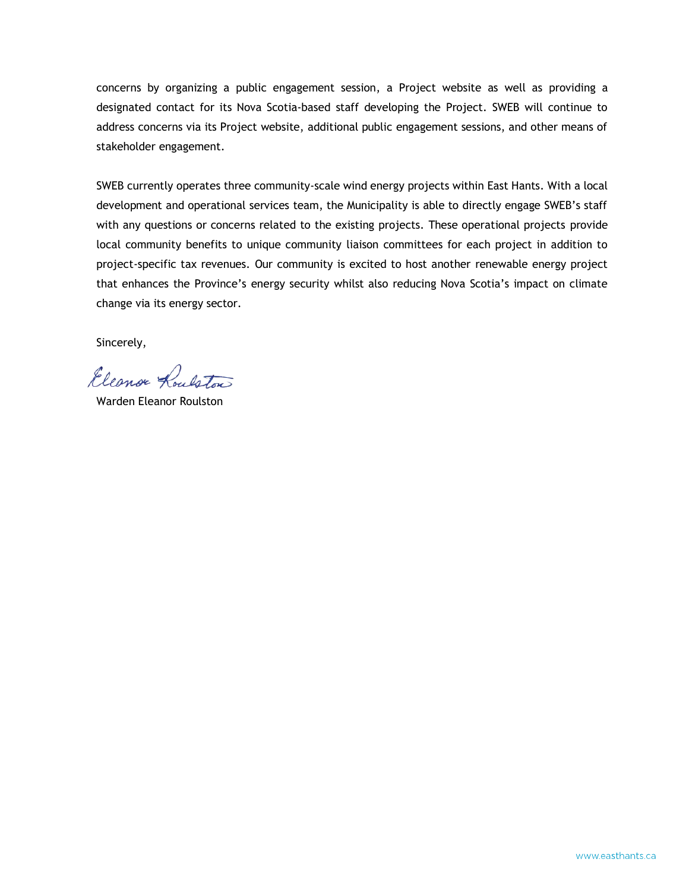concerns by organizing a public engagement session, a Project website as well as providing a designated contact for its Nova Scotia-based staff developing the Project. SWEB will continue to address concerns via its Project website, additional public engagement sessions, and other means of stakeholder engagement.

SWEB currently operates three community-scale wind energy projects within East Hants. With a local development and operational services team, the Municipality is able to directly engage SWEB's staff with any questions or concerns related to the existing projects. These operational projects provide local community benefits to unique community liaison committees for each project in addition to project-specific tax revenues. Our community is excited to host another renewable energy project that enhances the Province's energy security whilst also reducing Nova Scotia's impact on climate change via its energy sector.

Sincerely,

Eleanor Roulston

Warden Eleanor Roulston